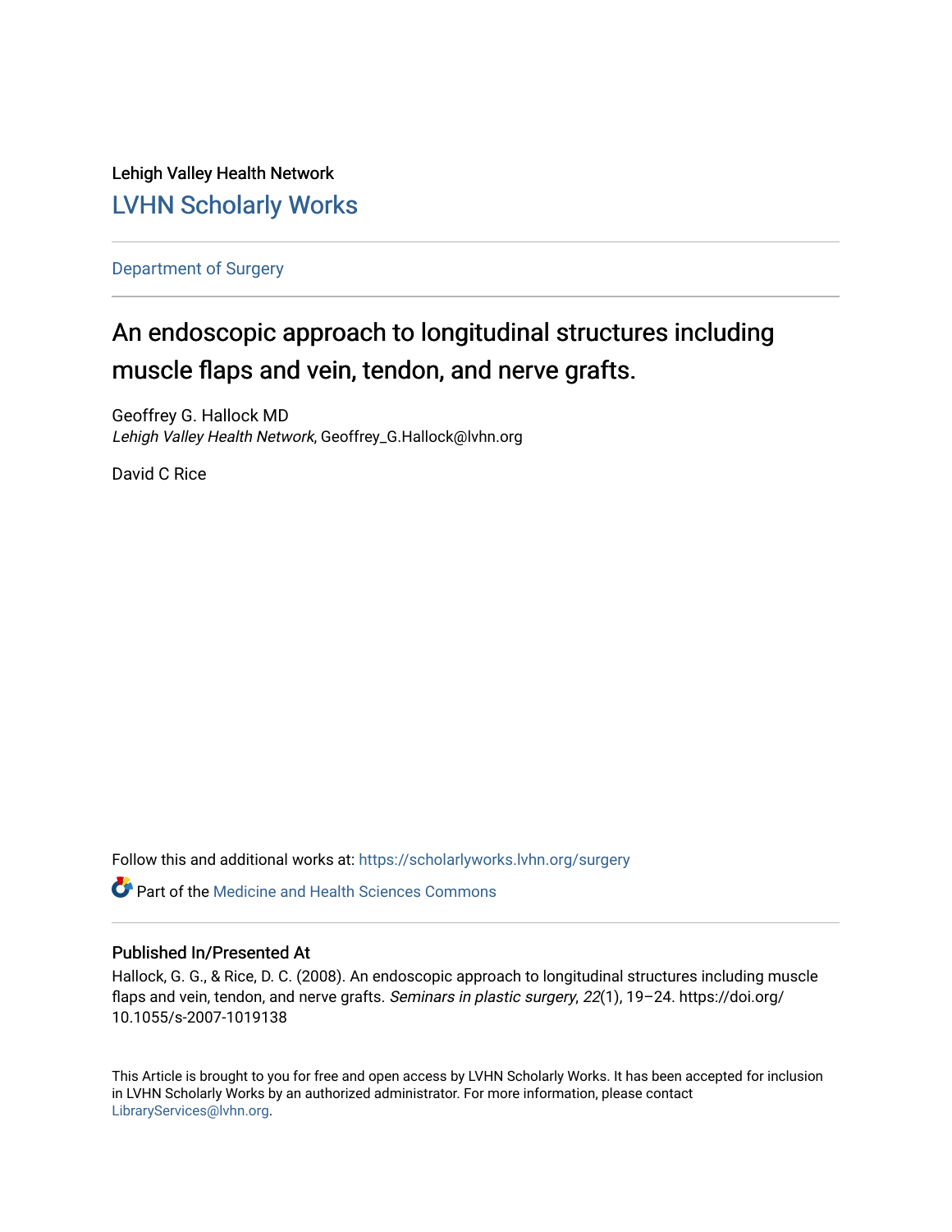Lehigh Valley Health Network

LVHN Scholarly Works

Department of Surgery

# An endoscopic approach to longitudinal structures including muscle flaps and vein, tendon, and nerve grafts.

Geoffrey G. Hallock MD
*Lehigh Valley Health Network*, Geoffrey_G.Hallock@lvhn.org

David C Rice

Follow this and additional works at: https://scholarlyworks.lvhn.org/surgery

Part of the Medicine and Health Sciences Commons

## Published In/Presented At

Hallock, G. G., & Rice, D. C. (2008). An endoscopic approach to longitudinal structures including muscle flaps and vein, tendon, and nerve grafts. *Seminars in plastic surgery*, *22*(1), 19–24. https://doi.org/10.1055/s-2007-1019138

This Article is brought to you for free and open access by LVHN Scholarly Works. It has been accepted for inclusion in LVHN Scholarly Works by an authorized administrator. For more information, please contact LibraryServices@lvhn.org.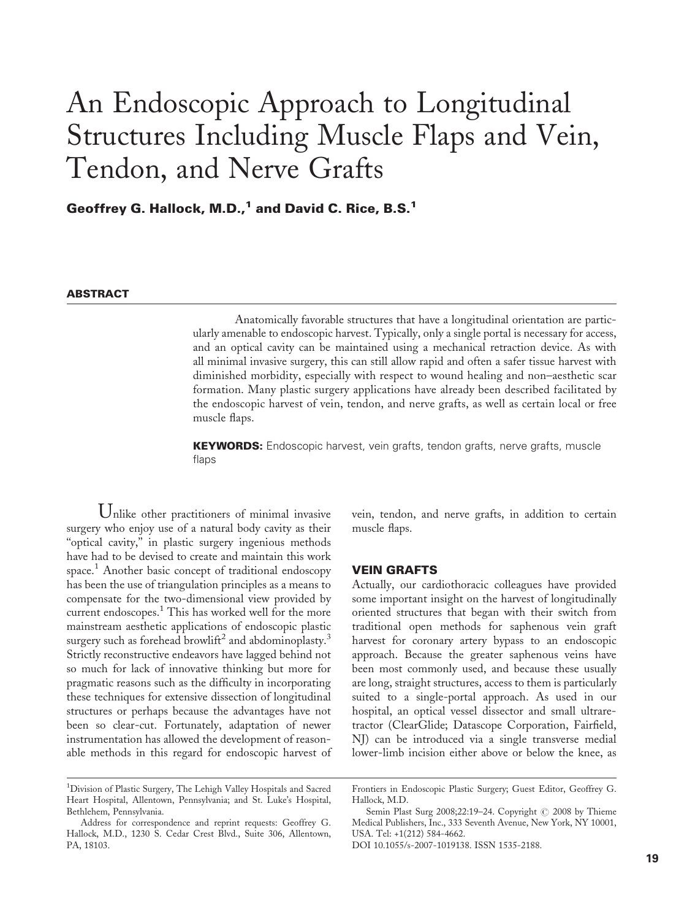# An Endoscopic Approach to Longitudinal Structures Including Muscle Flaps and Vein, Tendon, and Nerve Grafts

**Geoffrey G. Hallock, M.D.,[1] and David C. Rice, B.S.[1]**

## ABSTRACT

Anatomically favorable structures that have a longitudinal orientation are particularly amenable to endoscopic harvest. Typically, only a single portal is necessary for access, and an optical cavity can be maintained using a mechanical retraction device. As with all minimal invasive surgery, this can still allow rapid and often a safer tissue harvest with diminished morbidity, especially with respect to wound healing and non–aesthetic scar formation. Many plastic surgery applications have already been described facilitated by the endoscopic harvest of vein, tendon, and nerve grafts, as well as certain local or free muscle flaps.

**KEYWORDS:** Endoscopic harvest, vein grafts, tendon grafts, nerve grafts, muscle flaps

Unlike other practitioners of minimal invasive surgery who enjoy use of a natural body cavity as their "optical cavity," in plastic surgery ingenious methods have had to be devised to create and maintain this work space.[1] Another basic concept of traditional endoscopy has been the use of triangulation principles as a means to compensate for the two-dimensional view provided by current endoscopes.[1] This has worked well for the more mainstream aesthetic applications of endoscopic plastic surgery such as forehead browlift[2] and abdominoplasty.[3] Strictly reconstructive endeavors have lagged behind not so much for lack of innovative thinking but more for pragmatic reasons such as the difficulty in incorporating these techniques for extensive dissection of longitudinal structures or perhaps because the advantages have not been so clear-cut. Fortunately, adaptation of newer instrumentation has allowed the development of reasonable methods in this regard for endoscopic harvest of vein, tendon, and nerve grafts, in addition to certain muscle flaps.

## VEIN GRAFTS

Actually, our cardiothoracic colleagues have provided some important insight on the harvest of longitudinally oriented structures that began with their switch from traditional open methods for saphenous vein graft harvest for coronary artery bypass to an endoscopic approach. Because the greater saphenous veins have been most commonly used, and because these usually are long, straight structures, access to them is particularly suited to a single-portal approach. As used in our hospital, an optical vessel dissector and small ultraretractor (ClearGlide; Datascope Corporation, Fairfield, NJ) can be introduced via a single transverse medial lower-limb incision either above or below the knee, as

[1]Division of Plastic Surgery, The Lehigh Valley Hospitals and Sacred Heart Hospital, Allentown, Pennsylvania; and St. Luke's Hospital, Bethlehem, Pennsylvania.

Address for correspondence and reprint requests: Geoffrey G. Hallock, M.D., 1230 S. Cedar Crest Blvd., Suite 306, Allentown, PA, 18103.

Frontiers in Endoscopic Plastic Surgery; Guest Editor, Geoffrey G. Hallock, M.D.

Semin Plast Surg 2008;22:19–24. Copyright © 2008 by Thieme Medical Publishers, Inc., 333 Seventh Avenue, New York, NY 10001, USA. Tel: +1(212) 584-4662.

DOI 10.1055/s-2007-1019138. ISSN 1535-2188.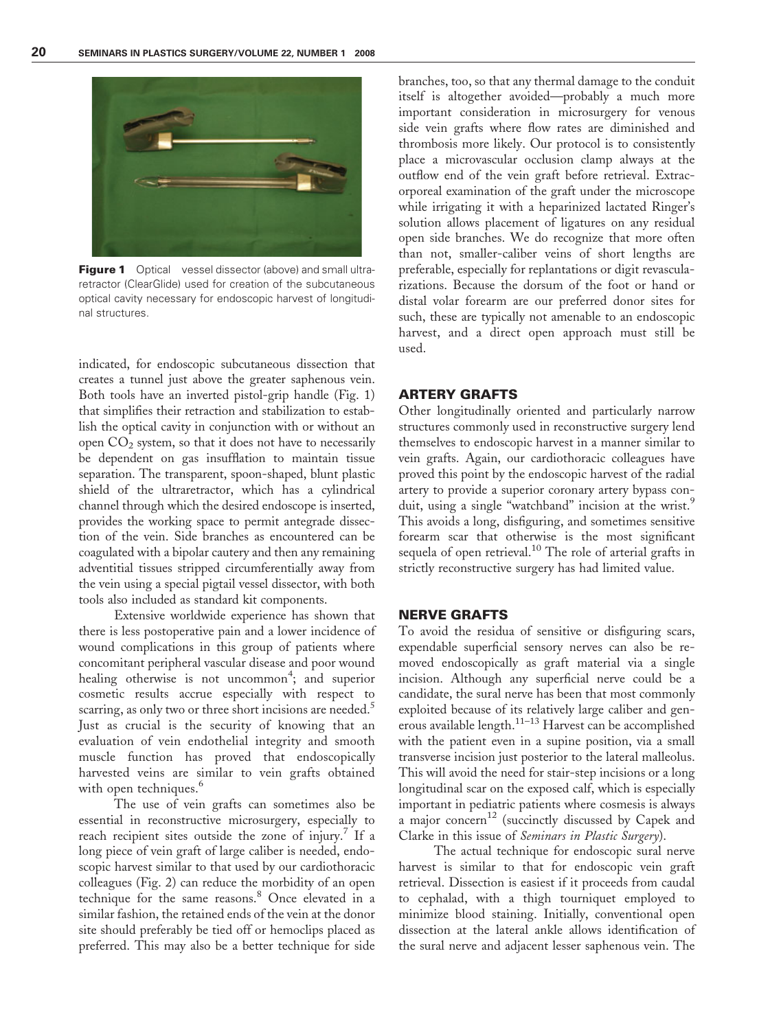**Figure 1** Optical vessel dissector (above) and small ultraretractor (ClearGlide) used for creation of the subcutaneous optical cavity necessary for endoscopic harvest of longitudinal structures.

indicated, for endoscopic subcutaneous dissection that creates a tunnel just above the greater saphenous vein. Both tools have an inverted pistol-grip handle (Fig. 1) that simplifies their retraction and stabilization to establish the optical cavity in conjunction with or without an open $CO_2$ system, so that it does not have to necessarily be dependent on gas insufflation to maintain tissue separation. The transparent, spoon-shaped, blunt plastic shield of the ultraretractor, which has a cylindrical channel through which the desired endoscope is inserted, provides the working space to permit antegrade dissection of the vein. Side branches as encountered can be coagulated with a bipolar cautery and then any remaining adventitial tissues stripped circumferentially away from the vein using a special pigtail vessel dissector, with both tools also included as standard kit components.

Extensive worldwide experience has shown that there is less postoperative pain and a lower incidence of wound complications in this group of patients where concomitant peripheral vascular disease and poor wound healing otherwise is not uncommon[4]; and superior cosmetic results accrue especially with respect to scarring, as only two or three short incisions are needed.[5] Just as crucial is the security of knowing that an evaluation of vein endothelial integrity and smooth muscle function has proved that endoscopically harvested veins are similar to vein grafts obtained with open techniques.[6]

The use of vein grafts can sometimes also be essential in reconstructive microsurgery, especially to reach recipient sites outside the zone of injury.[7] If a long piece of vein graft of large caliber is needed, endoscopic harvest similar to that used by our cardiothoracic colleagues (Fig. 2) can reduce the morbidity of an open technique for the same reasons.[8] Once elevated in a similar fashion, the retained ends of the vein at the donor site should preferably be tied off or hemoclips placed as preferred. This may also be a better technique for side branches, too, so that any thermal damage to the conduit itself is altogether avoided—probably a much more important consideration in microsurgery for venous side vein grafts where flow rates are diminished and thrombosis more likely. Our protocol is to consistently place a microvascular occlusion clamp always at the outflow end of the vein graft before retrieval. Extracorporeal examination of the graft under the microscope while irrigating it with a heparinized lactated Ringer's solution allows placement of ligatures on any residual open side branches. We do recognize that more often than not, smaller-caliber veins of short lengths are preferable, especially for replantations or digit revascularizations. Because the dorsum of the foot or hand or distal volar forearm are our preferred donor sites for such, these are typically not amenable to an endoscopic harvest, and a direct open approach must still be used.

## ARTERY GRAFTS

Other longitudinally oriented and particularly narrow structures commonly used in reconstructive surgery lend themselves to endoscopic harvest in a manner similar to vein grafts. Again, our cardiothoracic colleagues have proved this point by the endoscopic harvest of the radial artery to provide a superior coronary artery bypass conduit, using a single "watchband" incision at the wrist.[9] This avoids a long, disfiguring, and sometimes sensitive forearm scar that otherwise is the most significant sequela of open retrieval.[10] The role of arterial grafts in strictly reconstructive surgery has had limited value.

## NERVE GRAFTS

To avoid the residua of sensitive or disfiguring scars, expendable superficial sensory nerves can also be removed endoscopically as graft material via a single incision. Although any superficial nerve could be a candidate, the sural nerve has been that most commonly exploited because of its relatively large caliber and generous available length.[11–13] Harvest can be accomplished with the patient even in a supine position, via a small transverse incision just posterior to the lateral malleolus. This will avoid the need for stair-step incisions or a long longitudinal scar on the exposed calf, which is especially important in pediatric patients where cosmesis is always a major concern[12] (succinctly discussed by Capek and Clarke in this issue of *Seminars in Plastic Surgery*).

The actual technique for endoscopic sural nerve harvest is similar to that for endoscopic vein graft retrieval. Dissection is easiest if it proceeds from caudal to cephalad, with a thigh tourniquet employed to minimize blood staining. Initially, conventional open dissection at the lateral ankle allows identification of the sural nerve and adjacent lesser saphenous vein. The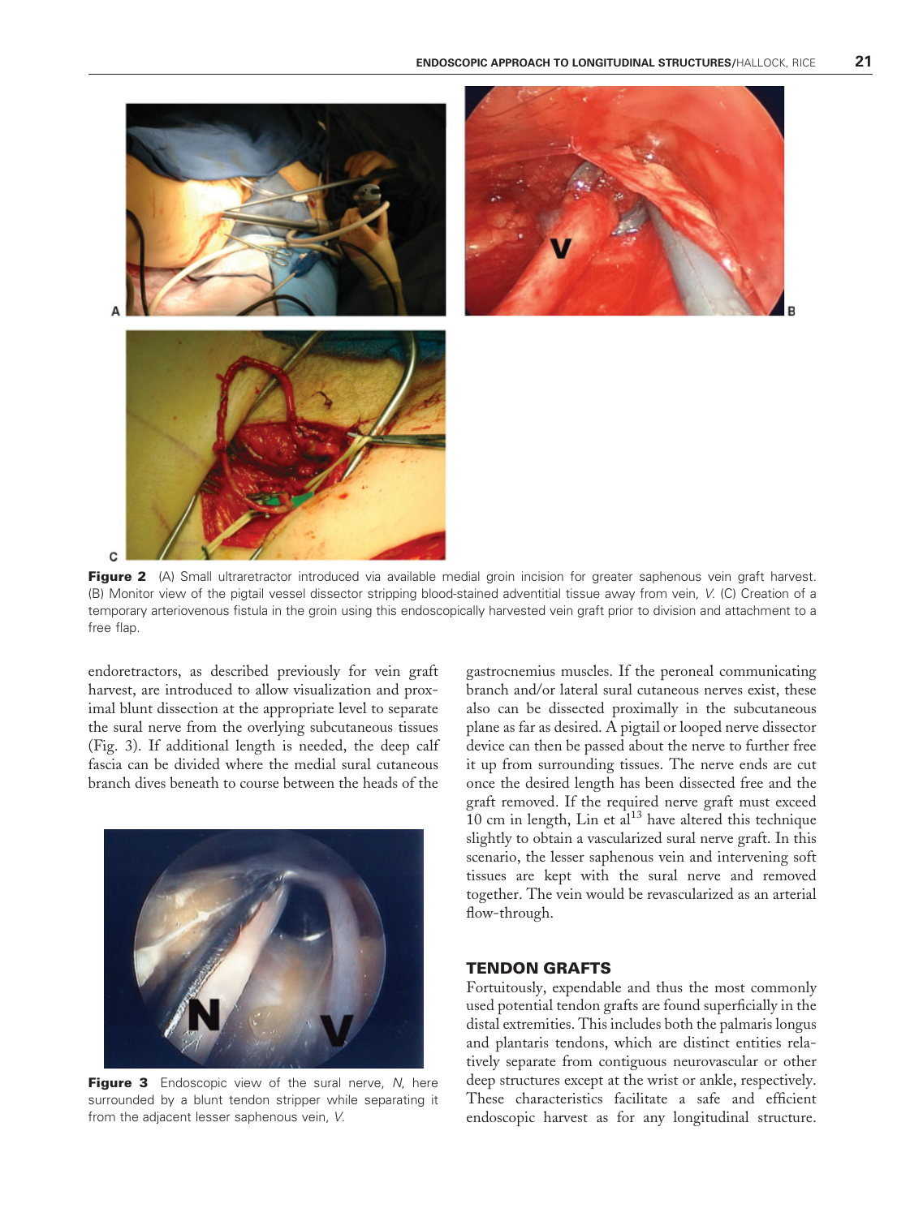**Figure 2** (A) Small ultraretractor introduced via available medial groin incision for greater saphenous vein graft harvest. (B) Monitor view of the pigtail vessel dissector stripping blood-stained adventitial tissue away from vein, *V*. (C) Creation of a temporary arteriovenous fistula in the groin using this endoscopically harvested vein graft prior to division and attachment to a free flap.

endoretractors, as described previously for vein graft harvest, are introduced to allow visualization and proximal blunt dissection at the appropriate level to separate the sural nerve from the overlying subcutaneous tissues (Fig. 3). If additional length is needed, the deep calf fascia can be divided where the medial sural cutaneous branch dives beneath to course between the heads of the gastrocnemius muscles. If the peroneal communicating branch and/or lateral sural cutaneous nerves exist, these also can be dissected proximally in the subcutaneous plane as far as desired. A pigtail or looped nerve dissector device can then be passed about the nerve to further free it up from surrounding tissues. The nerve ends are cut once the desired length has been dissected free and the graft removed. If the required nerve graft must exceed 10 cm in length, Lin et al[13] have altered this technique slightly to obtain a vascularized sural nerve graft. In this scenario, the lesser saphenous vein and intervening soft tissues are kept with the sural nerve and removed together. The vein would be revascularized as an arterial flow-through.

**Figure 3** Endoscopic view of the sural nerve, *N*, here surrounded by a blunt tendon stripper while separating it from the adjacent lesser saphenous vein, *V*.

## TENDON GRAFTS

Fortuitously, expendable and thus the most commonly used potential tendon grafts are found superficially in the distal extremities. This includes both the palmaris longus and plantaris tendons, which are distinct entities relatively separate from contiguous neurovascular or other deep structures except at the wrist or ankle, respectively. These characteristics facilitate a safe and efficient endoscopic harvest as for any longitudinal structure.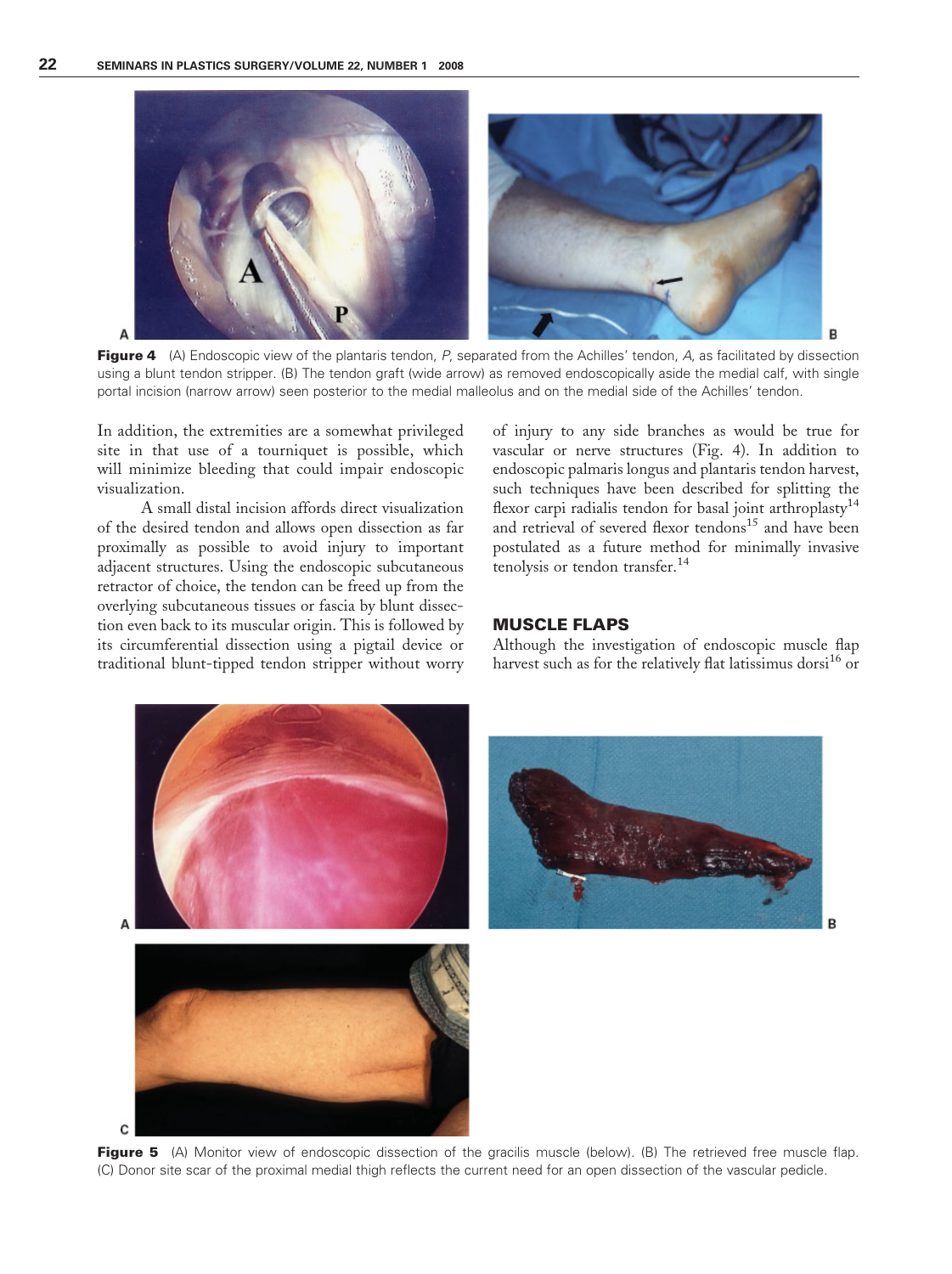**Figure 4** (A) Endoscopic view of the plantaris tendon, *P*, separated from the Achilles' tendon, *A*, as facilitated by dissection using a blunt tendon stripper. (B) The tendon graft (wide arrow) as removed endoscopically aside the medial calf, with single portal incision (narrow arrow) seen posterior to the medial malleolus and on the medial side of the Achilles' tendon.

In addition, the extremities are a somewhat privileged site in that use of a tourniquet is possible, which will minimize bleeding that could impair endoscopic visualization.

A small distal incision affords direct visualization of the desired tendon and allows open dissection as far proximally as possible to avoid injury to important adjacent structures. Using the endoscopic subcutaneous retractor of choice, the tendon can be freed up from the overlying subcutaneous tissues or fascia by blunt dissection even back to its muscular origin. This is followed by its circumferential dissection using a pigtail device or traditional blunt-tipped tendon stripper without worry of injury to any side branches as would be true for vascular or nerve structures (Fig. 4). In addition to endoscopic palmaris longus and plantaris tendon harvest, such techniques have been described for splitting the flexor carpi radialis tendon for basal joint arthroplasty[14] and retrieval of severed flexor tendons[15] and have been postulated as a future method for minimally invasive tenolysis or tendon transfer.[14]

## MUSCLE FLAPS

Although the investigation of endoscopic muscle flap harvest such as for the relatively flat latissimus dorsi[16] or

**Figure 5** (A) Monitor view of endoscopic dissection of the gracilis muscle (below). (B) The retrieved free muscle flap. (C) Donor site scar of the proximal medial thigh reflects the current need for an open dissection of the vascular pedicle.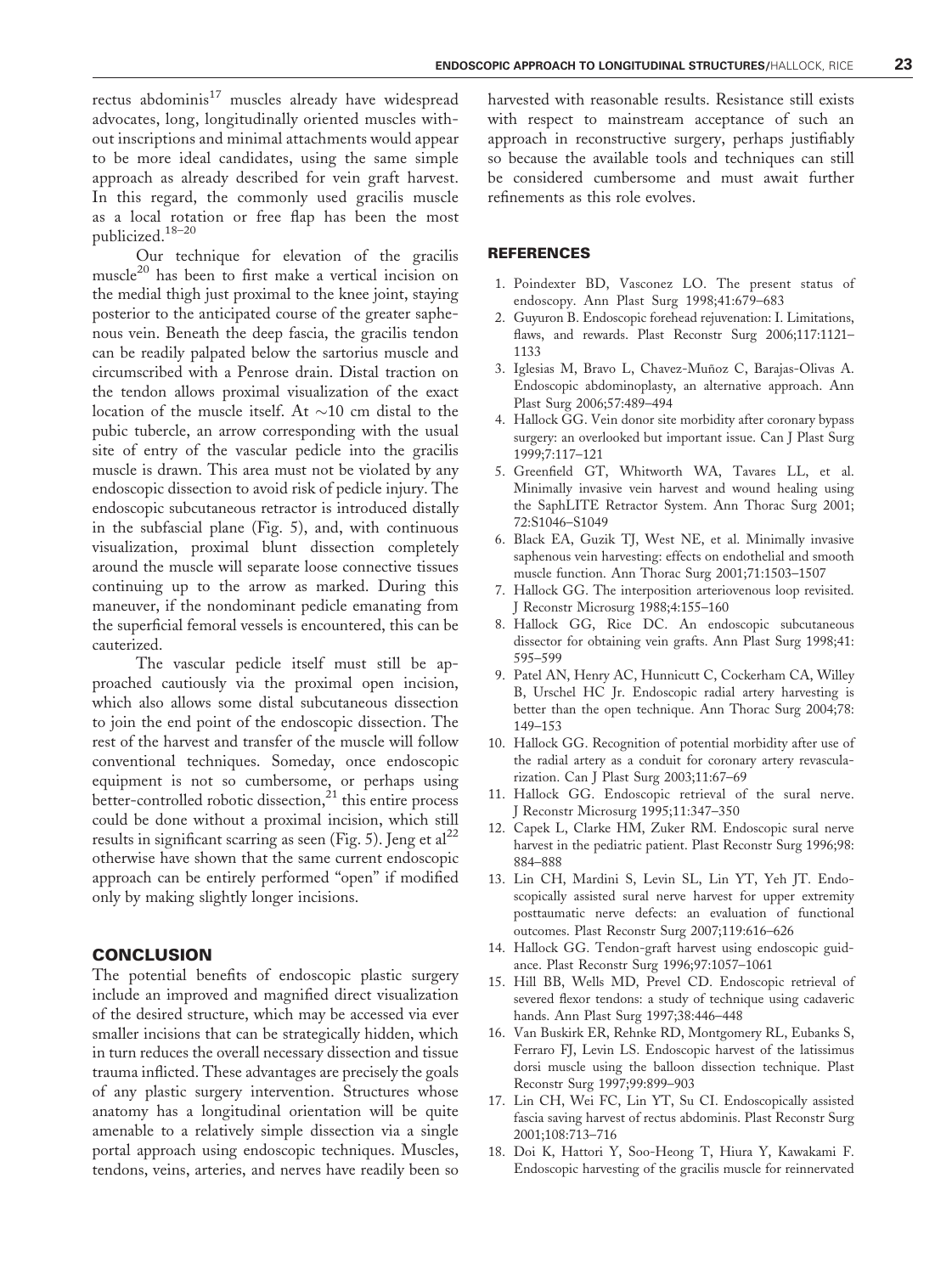rectus abdominis[17] muscles already have widespread advocates, long, longitudinally oriented muscles without inscriptions and minimal attachments would appear to be more ideal candidates, using the same simple approach as already described for vein graft harvest. In this regard, the commonly used gracilis muscle as a local rotation or free flap has been the most publicized.[18–20]

Our technique for elevation of the gracilis muscle[20] has been to first make a vertical incision on the medial thigh just proximal to the knee joint, staying posterior to the anticipated course of the greater saphenous vein. Beneath the deep fascia, the gracilis tendon can be readily palpated below the sartorius muscle and circumscribed with a Penrose drain. Distal traction on the tendon allows proximal visualization of the exact location of the muscle itself. At ~10 cm distal to the pubic tubercle, an arrow corresponding with the usual site of entry of the vascular pedicle into the gracilis muscle is drawn. This area must not be violated by any endoscopic dissection to avoid risk of pedicle injury. The endoscopic subcutaneous retractor is introduced distally in the subfascial plane (Fig. 5), and, with continuous visualization, proximal blunt dissection completely around the muscle will separate loose connective tissues continuing up to the arrow as marked. During this maneuver, if the nondominant pedicle emanating from the superficial femoral vessels is encountered, this can be cauterized.

The vascular pedicle itself must still be approached cautiously via the proximal open incision, which also allows some distal subcutaneous dissection to join the end point of the endoscopic dissection. The rest of the harvest and transfer of the muscle will follow conventional techniques. Someday, once endoscopic equipment is not so cumbersome, or perhaps using better-controlled robotic dissection,[21] this entire process could be done without a proximal incision, which still results in significant scarring as seen (Fig. 5). Jeng et al[22] otherwise have shown that the same current endoscopic approach can be entirely performed "open" if modified only by making slightly longer incisions.

## CONCLUSION

The potential benefits of endoscopic plastic surgery include an improved and magnified direct visualization of the desired structure, which may be accessed via ever smaller incisions that can be strategically hidden, which in turn reduces the overall necessary dissection and tissue trauma inflicted. These advantages are precisely the goals of any plastic surgery intervention. Structures whose anatomy has a longitudinal orientation will be quite amenable to a relatively simple dissection via a single portal approach using endoscopic techniques. Muscles, tendons, veins, arteries, and nerves have readily been so harvested with reasonable results. Resistance still exists with respect to mainstream acceptance of such an approach in reconstructive surgery, perhaps justifiably so because the available tools and techniques can still be considered cumbersome and must await further refinements as this role evolves.

## REFERENCES

1. Poindexter BD, Vasconez LO. The present status of endoscopy. Ann Plast Surg 1998;41:679–683
2. Guyuron B. Endoscopic forehead rejuvenation: I. Limitations, flaws, and rewards. Plast Reconstr Surg 2006;117:1121–1133
3. Iglesias M, Bravo L, Chavez-Muñoz C, Barajas-Olivas A. Endoscopic abdominoplasty, an alternative approach. Ann Plast Surg 2006;57:489–494
4. Hallock GG. Vein donor site morbidity after coronary bypass surgery: an overlooked but important issue. Can J Plast Surg 1999;7:117–121
5. Greenfield GT, Whitworth WA, Tavares LL, et al. Minimally invasive vein harvest and wound healing using the SaphLITE Retractor System. Ann Thorac Surg 2001;72:S1046–S1049
6. Black EA, Guzik TJ, West NE, et al. Minimally invasive saphenous vein harvesting: effects on endothelial and smooth muscle function. Ann Thorac Surg 2001;71:1503–1507
7. Hallock GG. The interposition arteriovenous loop revisited. J Reconstr Microsurg 1988;4:155–160
8. Hallock GG, Rice DC. An endoscopic subcutaneous dissector for obtaining vein grafts. Ann Plast Surg 1998;41:595–599
9. Patel AN, Henry AC, Hunnicutt C, Cockerham CA, Willey B, Urschel HC Jr. Endoscopic radial artery harvesting is better than the open technique. Ann Thorac Surg 2004;78:149–153
10. Hallock GG. Recognition of potential morbidity after use of the radial artery as a conduit for coronary artery revascularization. Can J Plast Surg 2003;11:67–69
11. Hallock GG. Endoscopic retrieval of the sural nerve. J Reconstr Microsurg 1995;11:347–350
12. Capek L, Clarke HM, Zuker RM. Endoscopic sural nerve harvest in the pediatric patient. Plast Reconstr Surg 1996;98:884–888
13. Lin CH, Mardini S, Levin SL, Lin YT, Yeh JT. Endoscopically assisted sural nerve harvest for upper extremity posttraumatic nerve defects: an evaluation of functional outcomes. Plast Reconstr Surg 2007;119:616–626
14. Hallock GG. Tendon-graft harvest using endoscopic guidance. Plast Reconstr Surg 1996;97:1057–1061
15. Hill BB, Wells MD, Prevel CD. Endoscopic retrieval of severed flexor tendons: a study of technique using cadaveric hands. Ann Plast Surg 1997;38:446–448
16. Van Buskirk ER, Rehnke RD, Montgomery RL, Eubanks S, Ferraro FJ, Levin LS. Endoscopic harvest of the latissimus dorsi muscle using the balloon dissection technique. Plast Reconstr Surg 1997;99:899–903
17. Lin CH, Wei FC, Lin YT, Su CI. Endoscopically assisted fascia saving harvest of rectus abdominis. Plast Reconstr Surg 2001;108:713–716
18. Doi K, Hattori Y, Soo-Heong T, Hiura Y, Kawakami F. Endoscopic harvesting of the gracilis muscle for reinnervated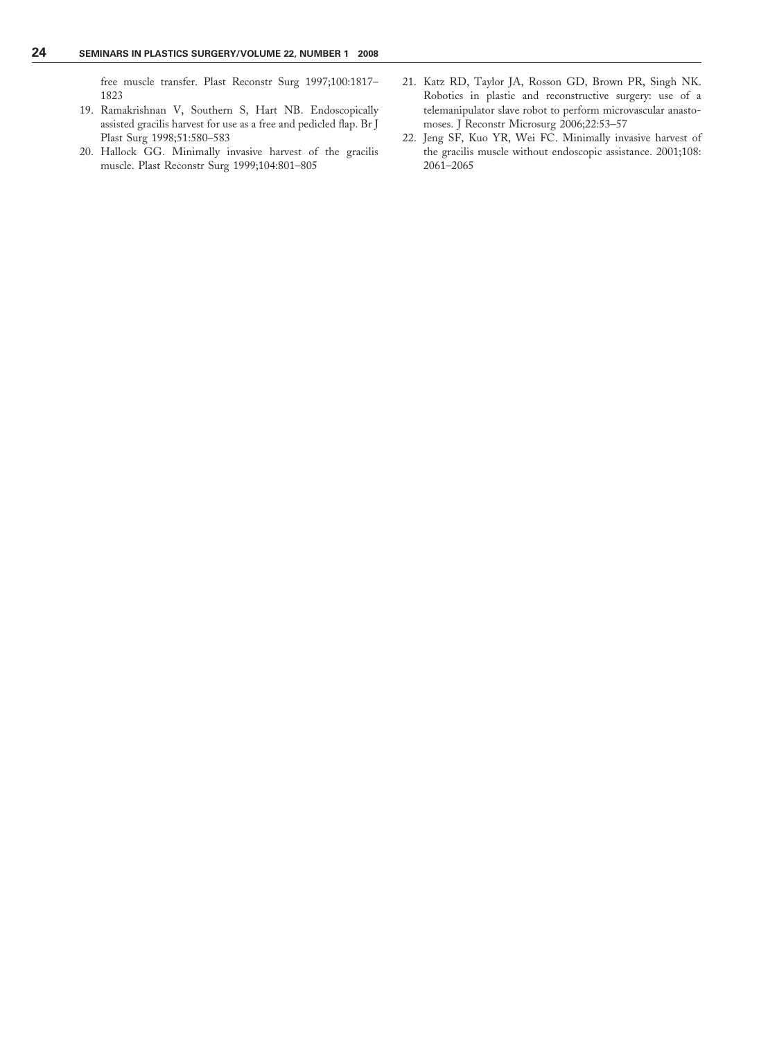free muscle transfer. Plast Reconstr Surg 1997;100:1817–1823

19. Ramakrishnan V, Southern S, Hart NB. Endoscopically assisted gracilis harvest for use as a free and pedicled flap. Br J Plast Surg 1998;51:580–583
20. Hallock GG. Minimally invasive harvest of the gracilis muscle. Plast Reconstr Surg 1999;104:801–805
21. Katz RD, Taylor JA, Rosson GD, Brown PR, Singh NK. Robotics in plastic and reconstructive surgery: use of a telemanipulator slave robot to perform microvascular anastomoses. J Reconstr Microsurg 2006;22:53–57
22. Jeng SF, Kuo YR, Wei FC. Minimally invasive harvest of the gracilis muscle without endoscopic assistance. 2001;108: 2061–2065